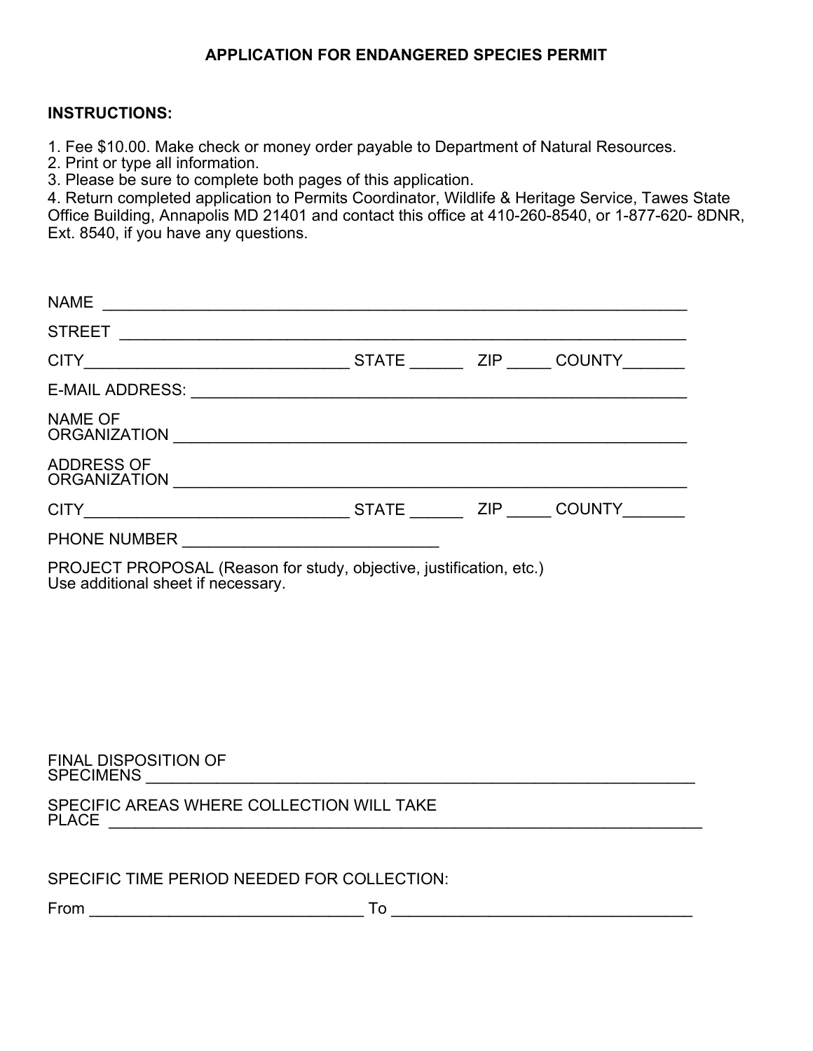# APPLICATION FOR ENDANGERED SPECIES PERMIT

**INSTRUCTIONS:**

1. Fee $10.00. Make check or money order payable to Department of Natural Resources.
2. Print or type all information.
3. Please be sure to complete both pages of this application.
4. Return completed application to Permits Coordinator, Wildlife & Heritage Service, Tawes State Office Building, Annapolis MD 21401 and contact this office at 410-260-8540, or 1-877-620- 8DNR, Ext. 8540, if you have any questions.

NAME ____________________________________________________________________

STREET __________________________________________________________________

CITY______________________________ STATE ______ ZIP _____ COUNTY_______

E-MAIL ADDRESS: __________________________________________________________

NAME OF ORGANIZATION ____________________________________________________

ADDRESS OF ORGANIZATION __________________________________________________

CITY______________________________ STATE ______ ZIP _____ COUNTY_______

PHONE NUMBER ____________________________

PROJECT PROPOSAL (Reason for study, objective, justification, etc.)
Use additional sheet if necessary.

FINAL DISPOSITION OF SPECIMENS _______________________________________________

SPECIFIC AREAS WHERE COLLECTION WILL TAKE PLACE ______________________________

SPECIFIC TIME PERIOD NEEDED FOR COLLECTION:

From _______________________________ To __________________________________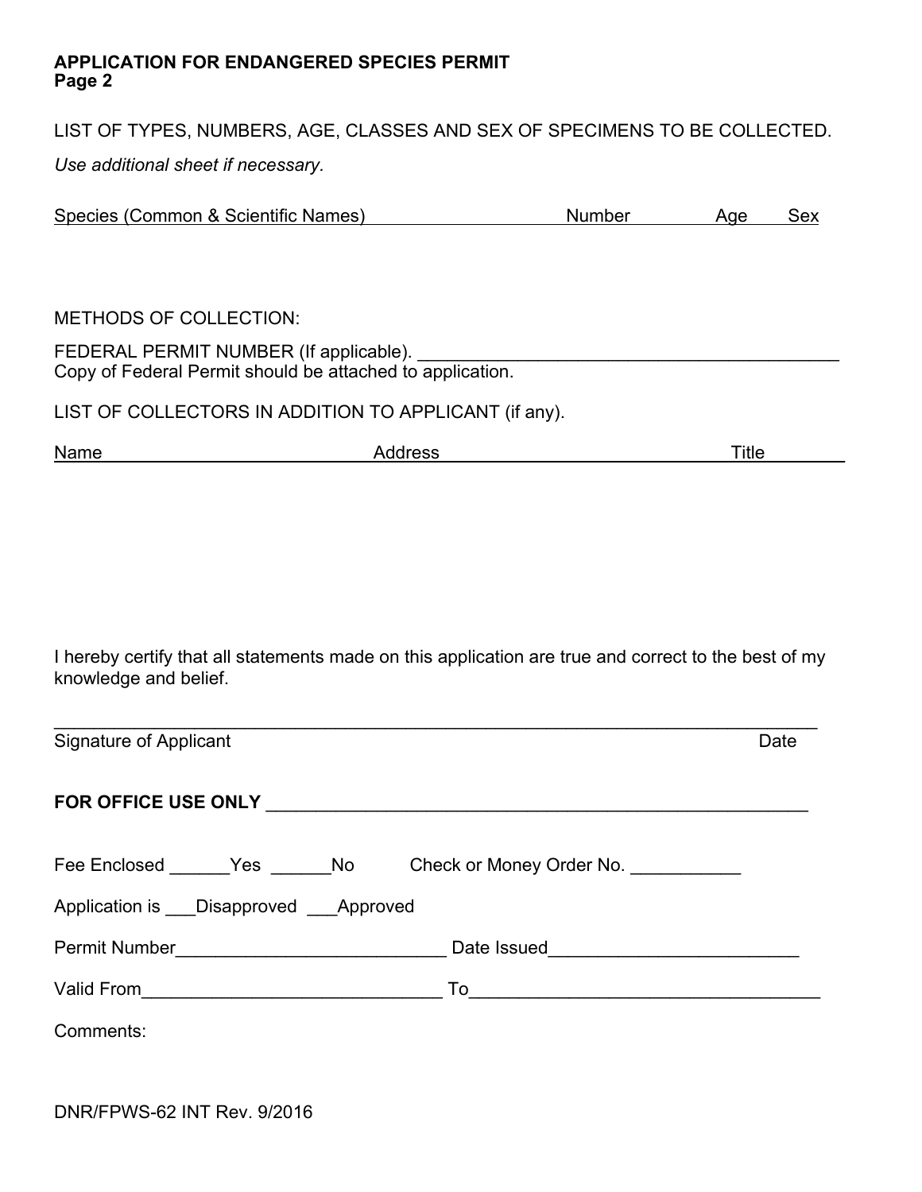**APPLICATION FOR ENDANGERED SPECIES PERMIT**
**Page 2**

LIST OF TYPES, NUMBERS, AGE, CLASSES AND SEX OF SPECIMENS TO BE COLLECTED.

*Use additional sheet if necessary.*

| Species (Common & Scientific Names) | Number | Age | Sex |
|---|---|---|---|
| | | | |

METHODS OF COLLECTION:

FEDERAL PERMIT NUMBER (If applicable). ___________________________________________
Copy of Federal Permit should be attached to application.

LIST OF COLLECTORS IN ADDITION TO APPLICANT (if any).

| Name | Address | Title |
|---|---|---|
| | | |

I hereby certify that all statements made on this application are true and correct to the best of my knowledge and belief.

_____________________________________________________________________________
Signature of Applicant                                                                                                                    Date

**FOR OFFICE USE ONLY** _______________________________________________________

Fee Enclosed ______Yes ______No     Check or Money Order No. ___________

Application is ___Disapproved ___Approved

Permit Number___________________________ Date Issued_________________________

Valid From______________________________ To___________________________________

Comments:

DNR/FPWS-62 INT Rev. 9/2016